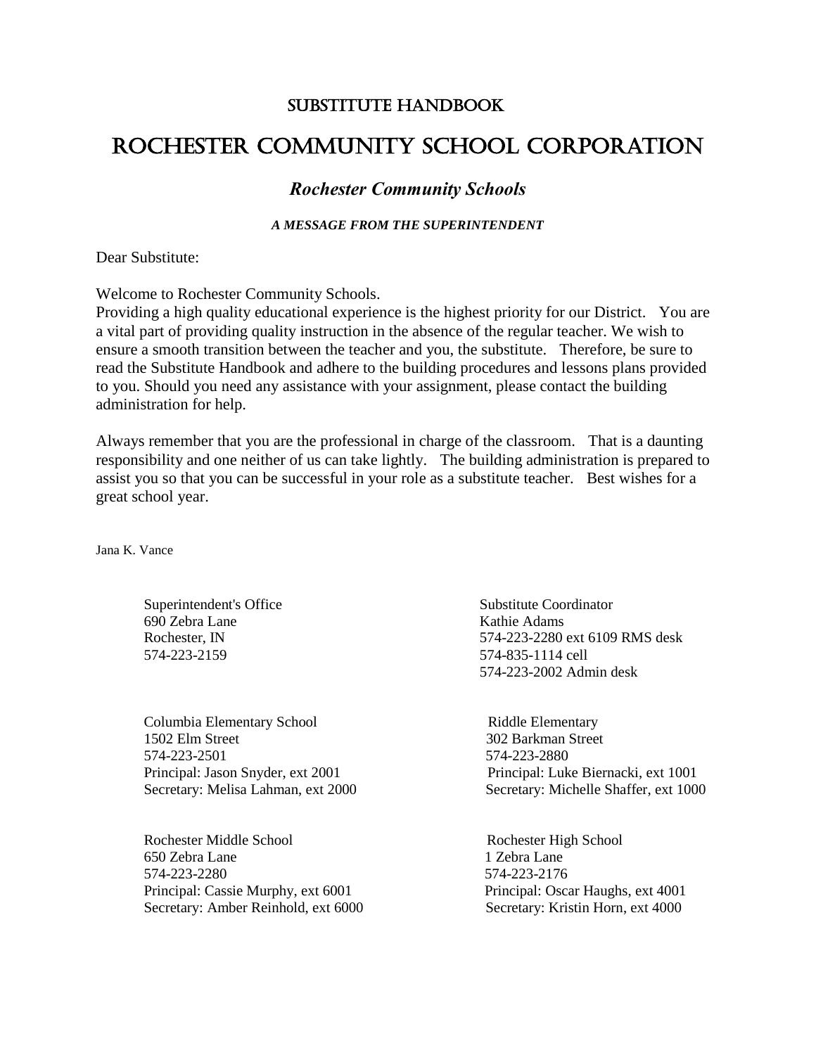# SUBSTITUTE HANDBOOK

# ROCHESTER COMMUNITY SCHOOL CORPORATION

## *Rochester Community Schools*

***A MESSAGE FROM THE SUPERINTENDENT***

Dear Substitute:

Welcome to Rochester Community Schools.
Providing a high quality educational experience is the highest priority for our District. You are a vital part of providing quality instruction in the absence of the regular teacher. We wish to ensure a smooth transition between the teacher and you, the substitute. Therefore, be sure to read the Substitute Handbook and adhere to the building procedures and lessons plans provided to you. Should you need any assistance with your assignment, please contact the building administration for help.

Always remember that you are the professional in charge of the classroom. That is a daunting responsibility and one neither of us can take lightly. The building administration is prepared to assist you so that you can be successful in your role as a substitute teacher. Best wishes for a great school year.

Jana K. Vance

Superintendent's Office
690 Zebra Lane
Rochester, IN
574-223-2159

Substitute Coordinator
Kathie Adams
574-223-2280 ext 6109 RMS desk
574-835-1114 cell
574-223-2002 Admin desk

Columbia Elementary School
1502 Elm Street
574-223-2501
Principal: Jason Snyder, ext 2001
Secretary: Melisa Lahman, ext 2000

Riddle Elementary
302 Barkman Street
574-223-2880
Principal: Luke Biernacki, ext 1001
Secretary: Michelle Shaffer, ext 1000

Rochester Middle School
650 Zebra Lane
574-223-2280
Principal: Cassie Murphy, ext 6001
Secretary: Amber Reinhold, ext 6000

Rochester High School
1 Zebra Lane
574-223-2176
Principal: Oscar Haughs, ext 4001
Secretary: Kristin Horn, ext 4000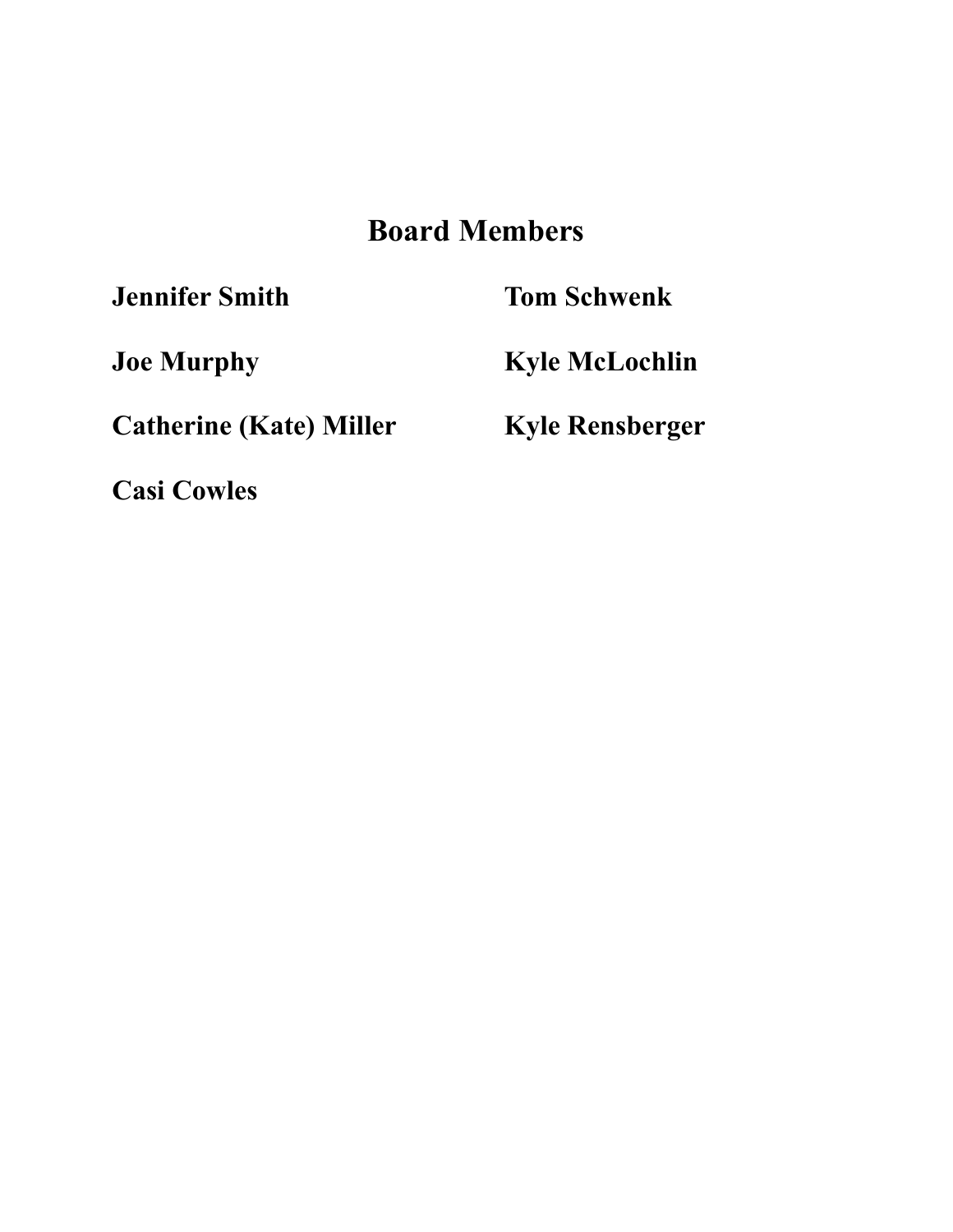## Board Members

**Jennifer Smith**

**Joe Murphy**

**Catherine (Kate) Miller**

**Casi Cowles**

**Tom Schwenk**

**Kyle McLochlin**

**Kyle Rensberger**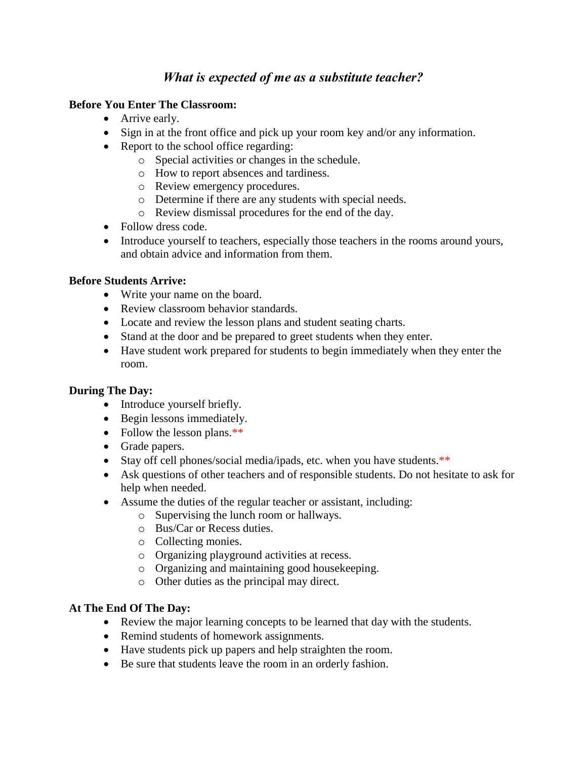## *What is expected of me as a substitute teacher?*

**Before You Enter The Classroom:**

- Arrive early.
- Sign in at the front office and pick up your room key and/or any information.
- Report to the school office regarding:
  - Special activities or changes in the schedule.
  - How to report absences and tardiness.
  - Review emergency procedures.
  - Determine if there are any students with special needs.
  - Review dismissal procedures for the end of the day.
- Follow dress code.
- Introduce yourself to teachers, especially those teachers in the rooms around yours, and obtain advice and information from them.

**Before Students Arrive:**

- Write your name on the board.
- Review classroom behavior standards.
- Locate and review the lesson plans and student seating charts.
- Stand at the door and be prepared to greet students when they enter.
- Have student work prepared for students to begin immediately when they enter the room.

**During The Day:**

- Introduce yourself briefly.
- Begin lessons immediately.
- Follow the lesson plans.**
- Grade papers.
- Stay off cell phones/social media/ipads, etc. when you have students.**
- Ask questions of other teachers and of responsible students. Do not hesitate to ask for help when needed.
- Assume the duties of the regular teacher or assistant, including:
  - Supervising the lunch room or hallways.
  - Bus/Car or Recess duties.
  - Collecting monies.
  - Organizing playground activities at recess.
  - Organizing and maintaining good housekeeping.
  - Other duties as the principal may direct.

**At The End Of The Day:**

- Review the major learning concepts to be learned that day with the students.
- Remind students of homework assignments.
- Have students pick up papers and help straighten the room.
- Be sure that students leave the room in an orderly fashion.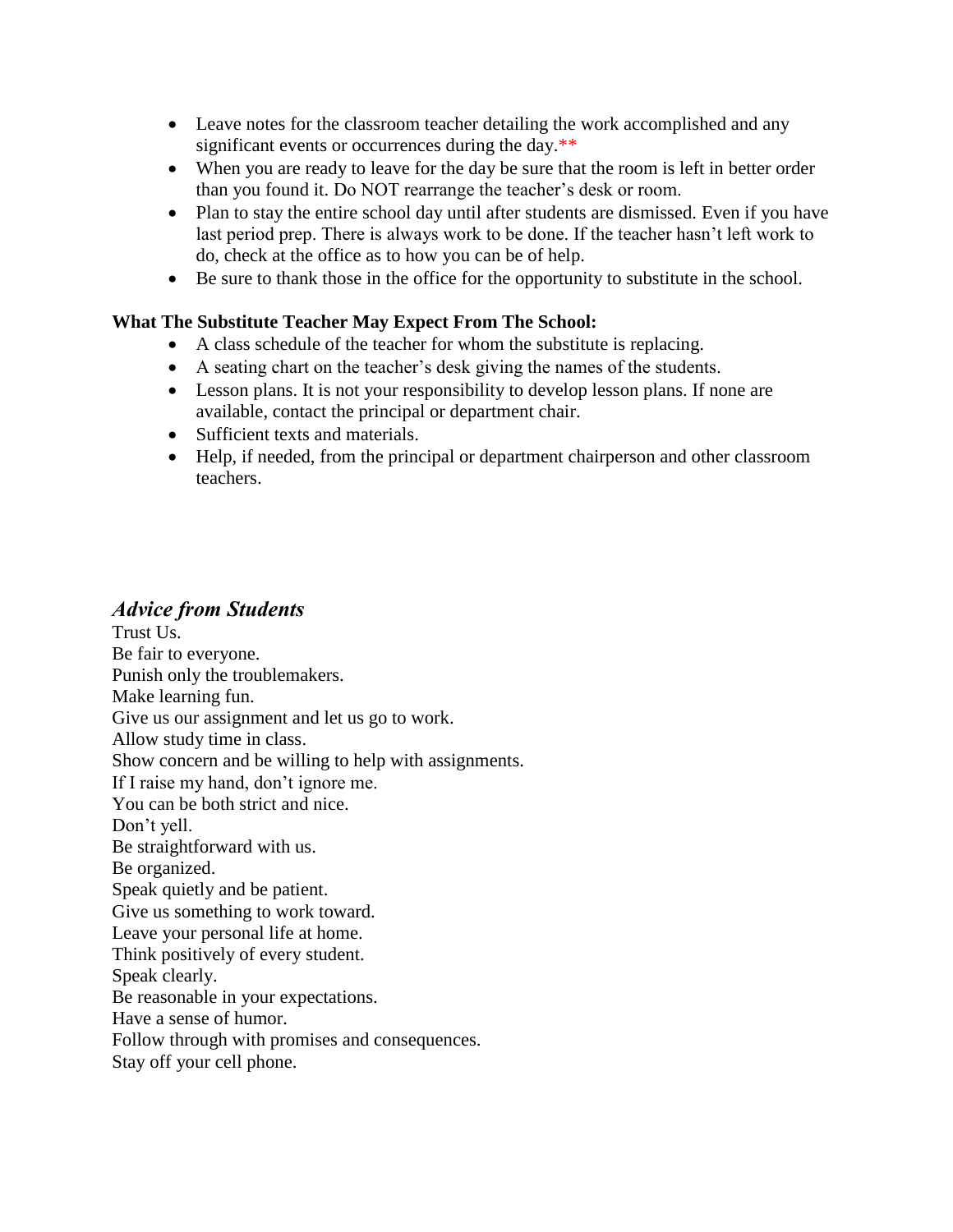- Leave notes for the classroom teacher detailing the work accomplished and any significant events or occurrences during the day.**
- When you are ready to leave for the day be sure that the room is left in better order than you found it. Do NOT rearrange the teacher's desk or room.
- Plan to stay the entire school day until after students are dismissed. Even if you have last period prep. There is always work to be done. If the teacher hasn't left work to do, check at the office as to how you can be of help.
- Be sure to thank those in the office for the opportunity to substitute in the school.

**What The Substitute Teacher May Expect From The School:**

- A class schedule of the teacher for whom the substitute is replacing.
- A seating chart on the teacher's desk giving the names of the students.
- Lesson plans. It is not your responsibility to develop lesson plans. If none are available, contact the principal or department chair.
- Sufficient texts and materials.
- Help, if needed, from the principal or department chairperson and other classroom teachers.

## *Advice from Students*

Trust Us.
Be fair to everyone.
Punish only the troublemakers.
Make learning fun.
Give us our assignment and let us go to work.
Allow study time in class.
Show concern and be willing to help with assignments.
If I raise my hand, don't ignore me.
You can be both strict and nice.
Don't yell.
Be straightforward with us.
Be organized.
Speak quietly and be patient.
Give us something to work toward.
Leave your personal life at home.
Think positively of every student.
Speak clearly.
Be reasonable in your expectations.
Have a sense of humor.
Follow through with promises and consequences.
Stay off your cell phone.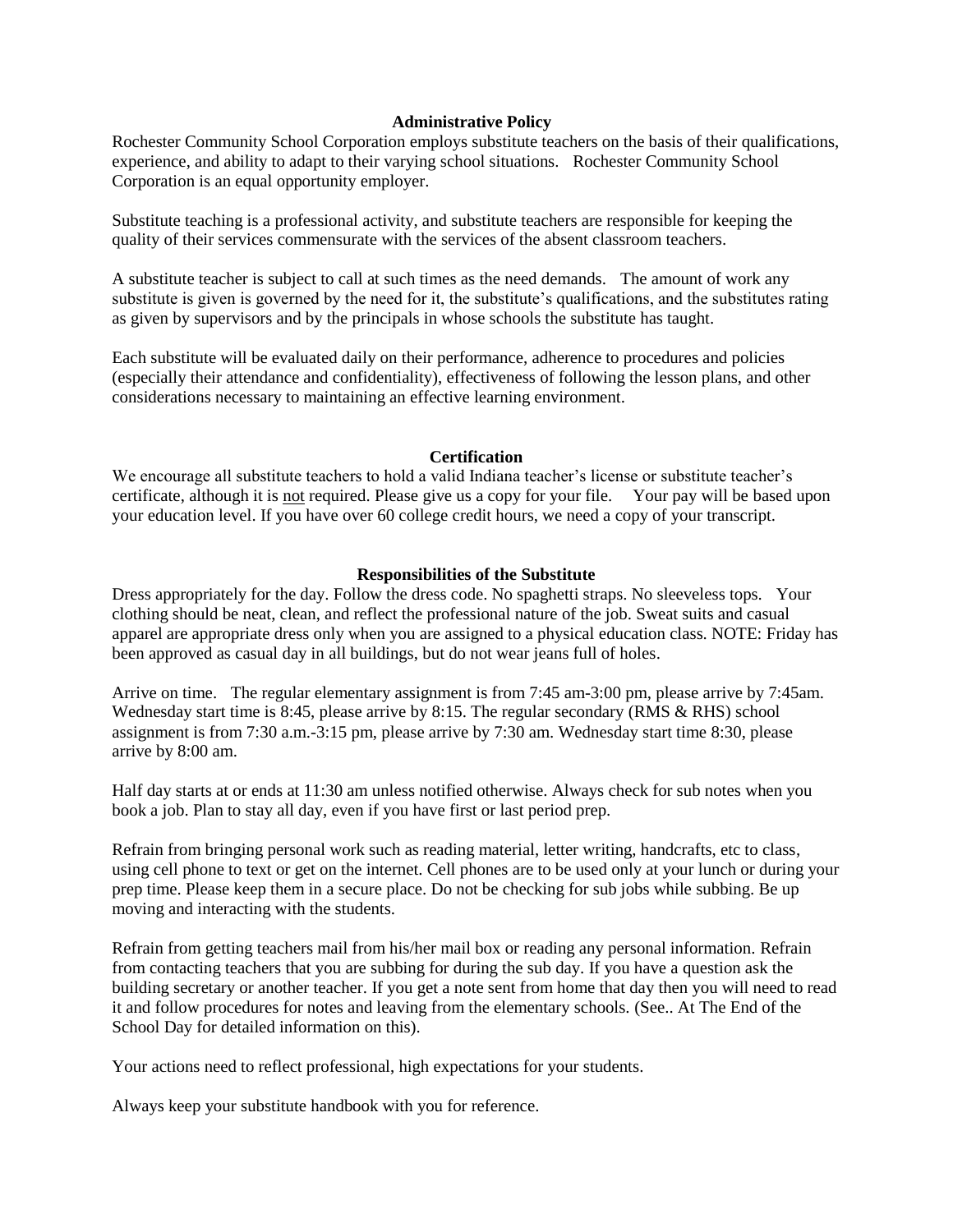## Administrative Policy

Rochester Community School Corporation employs substitute teachers on the basis of their qualifications, experience, and ability to adapt to their varying school situations. Rochester Community School Corporation is an equal opportunity employer.

Substitute teaching is a professional activity, and substitute teachers are responsible for keeping the quality of their services commensurate with the services of the absent classroom teachers.

A substitute teacher is subject to call at such times as the need demands. The amount of work any substitute is given is governed by the need for it, the substitute's qualifications, and the substitutes rating as given by supervisors and by the principals in whose schools the substitute has taught.

Each substitute will be evaluated daily on their performance, adherence to procedures and policies (especially their attendance and confidentiality), effectiveness of following the lesson plans, and other considerations necessary to maintaining an effective learning environment.

## Certification

We encourage all substitute teachers to hold a valid Indiana teacher's license or substitute teacher's certificate, although it is not required. Please give us a copy for your file. Your pay will be based upon your education level. If you have over 60 college credit hours, we need a copy of your transcript.

## Responsibilities of the Substitute

Dress appropriately for the day. Follow the dress code. No spaghetti straps. No sleeveless tops. Your clothing should be neat, clean, and reflect the professional nature of the job. Sweat suits and casual apparel are appropriate dress only when you are assigned to a physical education class. NOTE: Friday has been approved as casual day in all buildings, but do not wear jeans full of holes.

Arrive on time. The regular elementary assignment is from 7:45 am-3:00 pm, please arrive by 7:45am. Wednesday start time is 8:45, please arrive by 8:15. The regular secondary (RMS & RHS) school assignment is from 7:30 a.m.-3:15 pm, please arrive by 7:30 am. Wednesday start time 8:30, please arrive by 8:00 am.

Half day starts at or ends at 11:30 am unless notified otherwise. Always check for sub notes when you book a job. Plan to stay all day, even if you have first or last period prep.

Refrain from bringing personal work such as reading material, letter writing, handcrafts, etc to class, using cell phone to text or get on the internet. Cell phones are to be used only at your lunch or during your prep time. Please keep them in a secure place. Do not be checking for sub jobs while subbing. Be up moving and interacting with the students.

Refrain from getting teachers mail from his/her mail box or reading any personal information. Refrain from contacting teachers that you are subbing for during the sub day. If you have a question ask the building secretary or another teacher. If you get a note sent from home that day then you will need to read it and follow procedures for notes and leaving from the elementary schools. (See.. At The End of the School Day for detailed information on this).

Your actions need to reflect professional, high expectations for your students.

Always keep your substitute handbook with you for reference.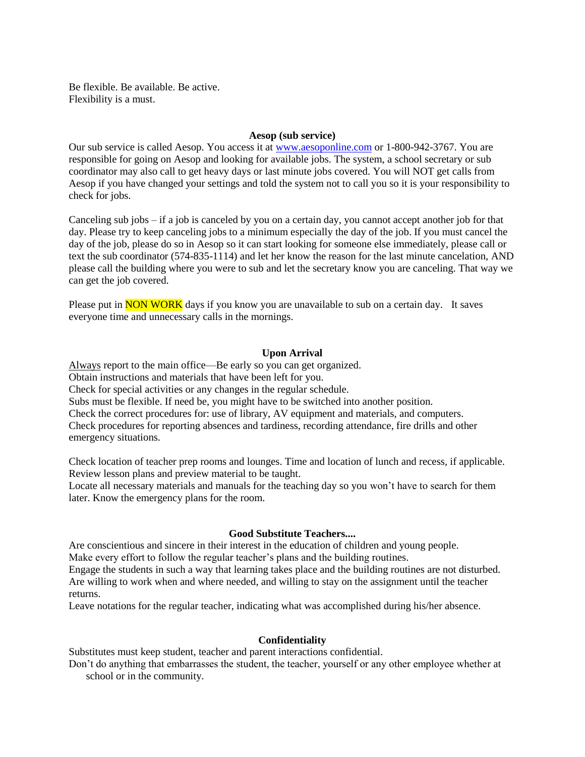Be flexible. Be available. Be active.
Flexibility is a must.

## Aesop (sub service)

Our sub service is called Aesop. You access it at [www.aesoponline.com](http://www.aesoponline.com) or 1-800-942-3767. You are responsible for going on Aesop and looking for available jobs. The system, a school secretary or sub coordinator may also call to get heavy days or last minute jobs covered. You will NOT get calls from Aesop if you have changed your settings and told the system not to call you so it is your responsibility to check for jobs.

Canceling sub jobs – if a job is canceled by you on a certain day, you cannot accept another job for that day. Please try to keep canceling jobs to a minimum especially the day of the job. If you must cancel the day of the job, please do so in Aesop so it can start looking for someone else immediately, please call or text the sub coordinator (574-835-1114) and let her know the reason for the last minute cancelation, AND please call the building where you were to sub and let the secretary know you are canceling. That way we can get the job covered.

Please put in NON WORK days if you know you are unavailable to sub on a certain day. It saves everyone time and unnecessary calls in the mornings.

## Upon Arrival

Always report to the main office—Be early so you can get organized.
Obtain instructions and materials that have been left for you.
Check for special activities or any changes in the regular schedule.
Subs must be flexible. If need be, you might have to be switched into another position.
Check the correct procedures for: use of library, AV equipment and materials, and computers.
Check procedures for reporting absences and tardiness, recording attendance, fire drills and other emergency situations.

Check location of teacher prep rooms and lounges. Time and location of lunch and recess, if applicable.
Review lesson plans and preview material to be taught.
Locate all necessary materials and manuals for the teaching day so you won't have to search for them later. Know the emergency plans for the room.

## Good Substitute Teachers....

Are conscientious and sincere in their interest in the education of children and young people.
Make every effort to follow the regular teacher's plans and the building routines.
Engage the students in such a way that learning takes place and the building routines are not disturbed.
Are willing to work when and where needed, and willing to stay on the assignment until the teacher returns.
Leave notations for the regular teacher, indicating what was accomplished during his/her absence.

## Confidentiality

Substitutes must keep student, teacher and parent interactions confidential.
Don't do anything that embarrasses the student, the teacher, yourself or any other employee whether at school or in the community.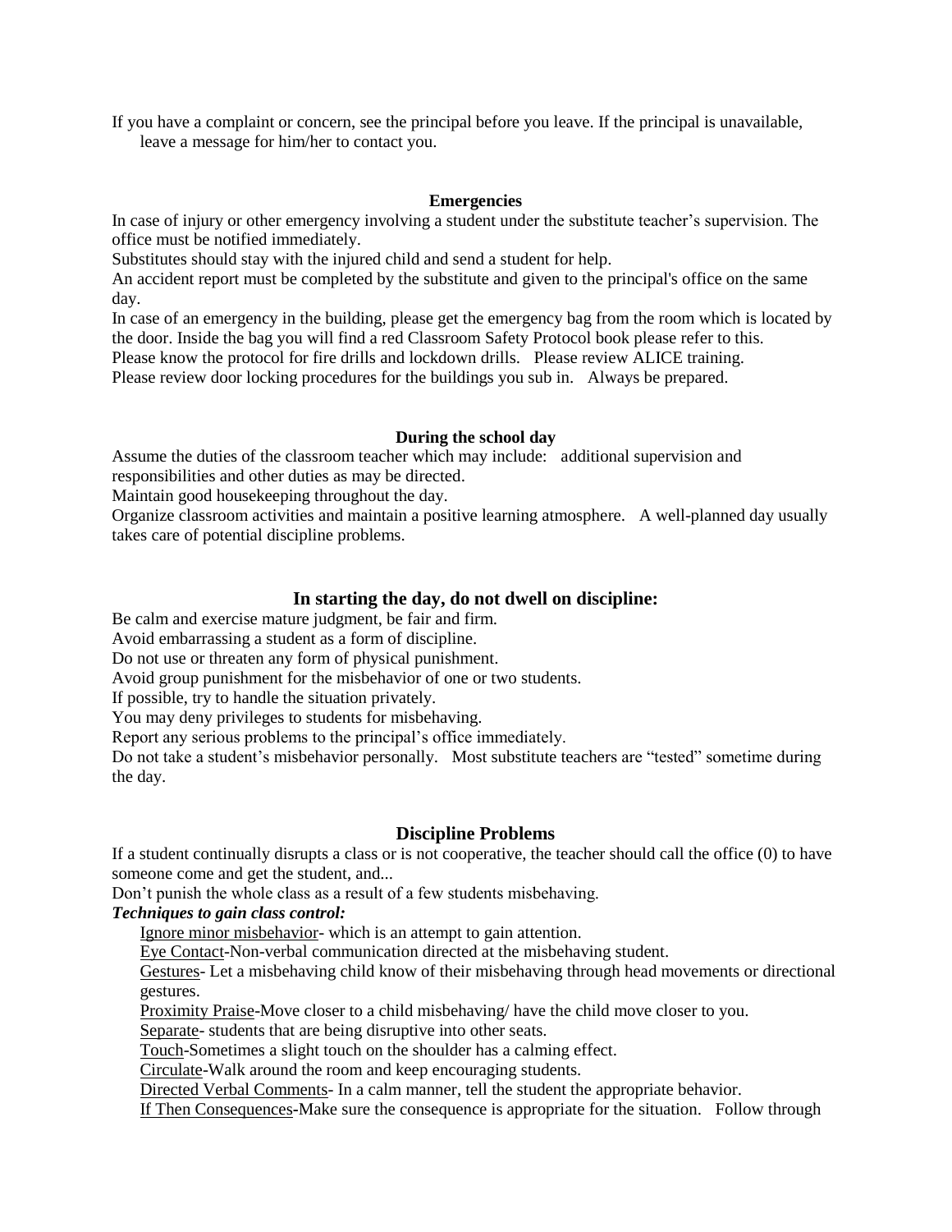If you have a complaint or concern, see the principal before you leave. If the principal is unavailable, leave a message for him/her to contact you.

### Emergencies

In case of injury or other emergency involving a student under the substitute teacher's supervision. The office must be notified immediately.

Substitutes should stay with the injured child and send a student for help.

An accident report must be completed by the substitute and given to the principal's office on the same day.

In case of an emergency in the building, please get the emergency bag from the room which is located by the door. Inside the bag you will find a red Classroom Safety Protocol book please refer to this.

Please know the protocol for fire drills and lockdown drills. Please review ALICE training.

Please review door locking procedures for the buildings you sub in. Always be prepared.

### During the school day

Assume the duties of the classroom teacher which may include: additional supervision and responsibilities and other duties as may be directed.

Maintain good housekeeping throughout the day.

Organize classroom activities and maintain a positive learning atmosphere. A well-planned day usually takes care of potential discipline problems.

## In starting the day, do not dwell on discipline:

Be calm and exercise mature judgment, be fair and firm.

Avoid embarrassing a student as a form of discipline.

Do not use or threaten any form of physical punishment.

Avoid group punishment for the misbehavior of one or two students.

If possible, try to handle the situation privately.

You may deny privileges to students for misbehaving.

Report any serious problems to the principal's office immediately.

Do not take a student's misbehavior personally. Most substitute teachers are "tested" sometime during the day.

## Discipline Problems

If a student continually disrupts a class or is not cooperative, the teacher should call the office (0) to have someone come and get the student, and...

Don't punish the whole class as a result of a few students misbehaving.

***Techniques to gain class control:***

- Ignore minor misbehavior- which is an attempt to gain attention.
- Eye Contact-Non-verbal communication directed at the misbehaving student.
- Gestures- Let a misbehaving child know of their misbehaving through head movements or directional gestures.
- Proximity Praise-Move closer to a child misbehaving/ have the child move closer to you.
- Separate- students that are being disruptive into other seats.
- Touch-Sometimes a slight touch on the shoulder has a calming effect.
- Circulate-Walk around the room and keep encouraging students.
- Directed Verbal Comments- In a calm manner, tell the student the appropriate behavior.
- If Then Consequences-Make sure the consequence is appropriate for the situation. Follow through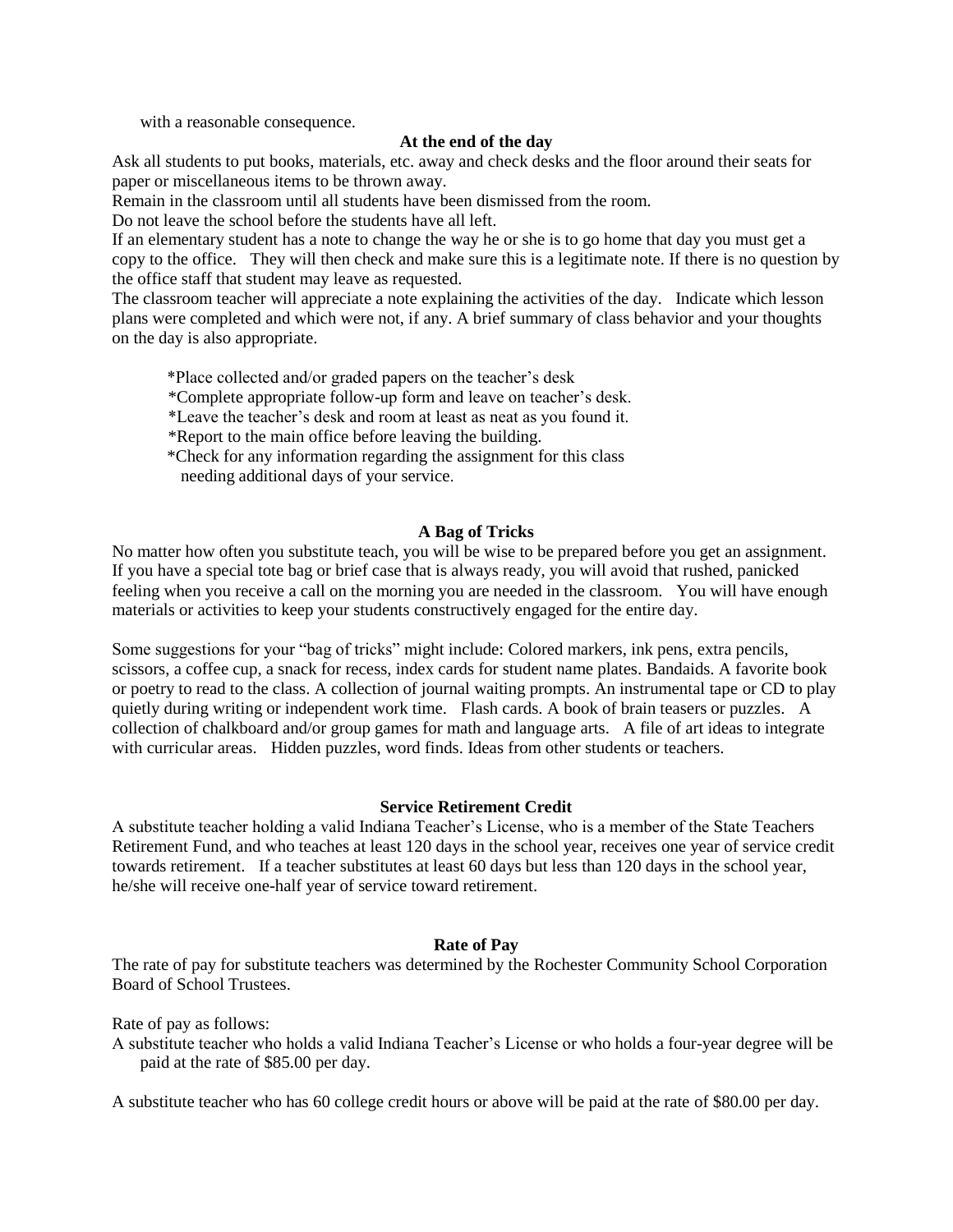with a reasonable consequence.

### At the end of the day

Ask all students to put books, materials, etc. away and check desks and the floor around their seats for paper or miscellaneous items to be thrown away.

Remain in the classroom until all students have been dismissed from the room.

Do not leave the school before the students have all left.

If an elementary student has a note to change the way he or she is to go home that day you must get a copy to the office. They will then check and make sure this is a legitimate note. If there is no question by the office staff that student may leave as requested.

The classroom teacher will appreciate a note explaining the activities of the day. Indicate which lesson plans were completed and which were not, if any. A brief summary of class behavior and your thoughts on the day is also appropriate.

*Place collected and/or graded papers on the teacher's desk
*Complete appropriate follow-up form and leave on teacher's desk.
*Leave the teacher's desk and room at least as neat as you found it.
*Report to the main office before leaving the building.
*Check for any information regarding the assignment for this class needing additional days of your service.

### A Bag of Tricks

No matter how often you substitute teach, you will be wise to be prepared before you get an assignment. If you have a special tote bag or brief case that is always ready, you will avoid that rushed, panicked feeling when you receive a call on the morning you are needed in the classroom. You will have enough materials or activities to keep your students constructively engaged for the entire day.

Some suggestions for your "bag of tricks" might include: Colored markers, ink pens, extra pencils, scissors, a coffee cup, a snack for recess, index cards for student name plates. Bandaids. A favorite book or poetry to read to the class. A collection of journal waiting prompts. An instrumental tape or CD to play quietly during writing or independent work time. Flash cards. A book of brain teasers or puzzles. A collection of chalkboard and/or group games for math and language arts. A file of art ideas to integrate with curricular areas. Hidden puzzles, word finds. Ideas from other students or teachers.

### Service Retirement Credit

A substitute teacher holding a valid Indiana Teacher's License, who is a member of the State Teachers Retirement Fund, and who teaches at least 120 days in the school year, receives one year of service credit towards retirement. If a teacher substitutes at least 60 days but less than 120 days in the school year, he/she will receive one-half year of service toward retirement.

### Rate of Pay

The rate of pay for substitute teachers was determined by the Rochester Community School Corporation Board of School Trustees.

Rate of pay as follows:

A substitute teacher who holds a valid Indiana Teacher's License or who holds a four-year degree will be paid at the rate of $85.00 per day.

A substitute teacher who has 60 college credit hours or above will be paid at the rate of $80.00 per day.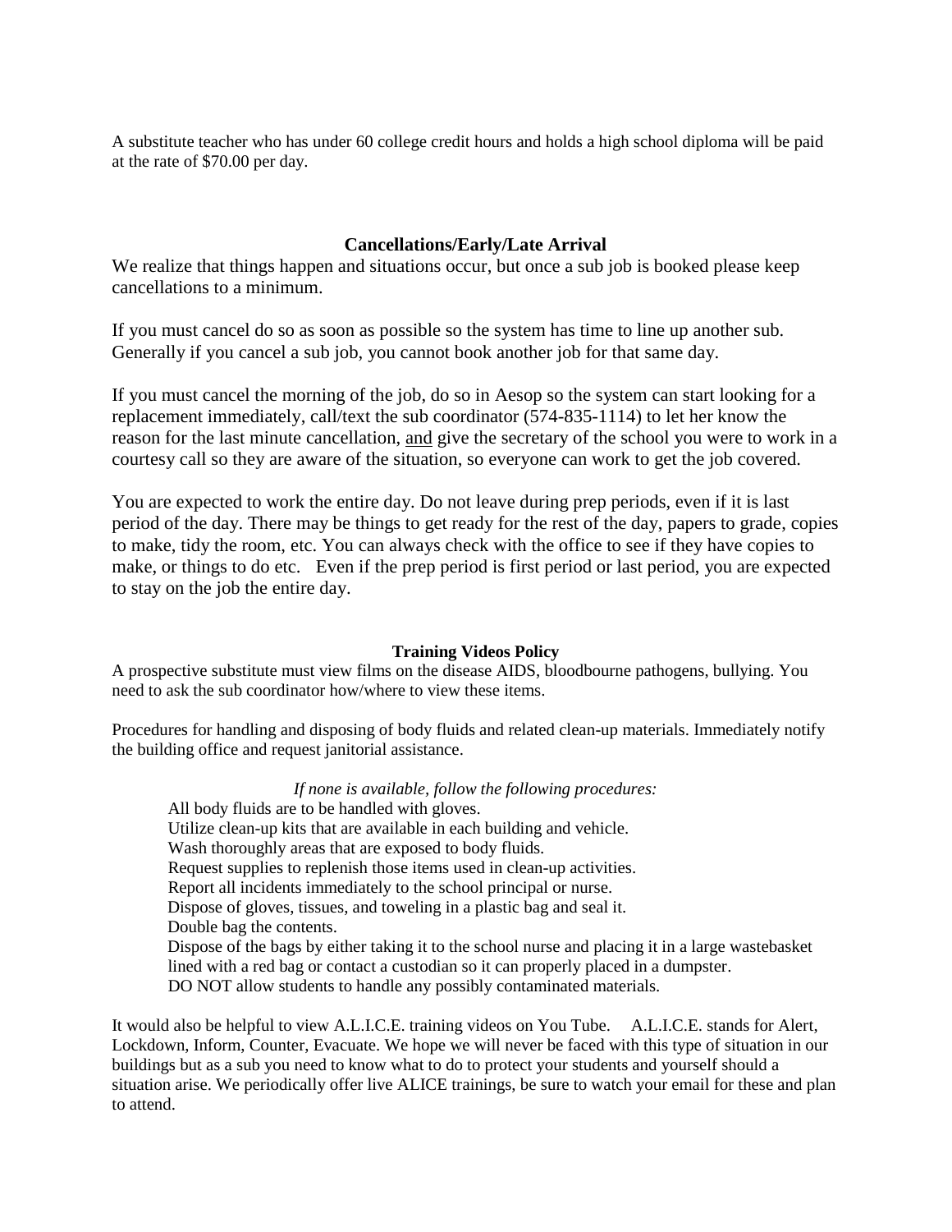A substitute teacher who has under 60 college credit hours and holds a high school diploma will be paid at the rate of $70.00 per day.

## Cancellations/Early/Late Arrival

We realize that things happen and situations occur, but once a sub job is booked please keep cancellations to a minimum.

If you must cancel do so as soon as possible so the system has time to line up another sub. Generally if you cancel a sub job, you cannot book another job for that same day.

If you must cancel the morning of the job, do so in Aesop so the system can start looking for a replacement immediately, call/text the sub coordinator (574-835-1114) to let her know the reason for the last minute cancellation, <u>and</u> give the secretary of the school you were to work in a courtesy call so they are aware of the situation, so everyone can work to get the job covered.

You are expected to work the entire day. Do not leave during prep periods, even if it is last period of the day. There may be things to get ready for the rest of the day, papers to grade, copies to make, tidy the room, etc. You can always check with the office to see if they have copies to make, or things to do etc. Even if the prep period is first period or last period, you are expected to stay on the job the entire day.

## Training Videos Policy

A prospective substitute must view films on the disease AIDS, bloodbourne pathogens, bullying. You need to ask the sub coordinator how/where to view these items.

Procedures for handling and disposing of body fluids and related clean-up materials. Immediately notify the building office and request janitorial assistance.

*If none is available, follow the following procedures:*

All body fluids are to be handled with gloves.
Utilize clean-up kits that are available in each building and vehicle.
Wash thoroughly areas that are exposed to body fluids.
Request supplies to replenish those items used in clean-up activities.
Report all incidents immediately to the school principal or nurse.
Dispose of gloves, tissues, and toweling in a plastic bag and seal it.
Double bag the contents.
Dispose of the bags by either taking it to the school nurse and placing it in a large wastebasket lined with a red bag or contact a custodian so it can properly placed in a dumpster.
DO NOT allow students to handle any possibly contaminated materials.

It would also be helpful to view A.L.I.C.E. training videos on You Tube. A.L.I.C.E. stands for Alert, Lockdown, Inform, Counter, Evacuate. We hope we will never be faced with this type of situation in our buildings but as a sub you need to know what to do to protect your students and yourself should a situation arise. We periodically offer live ALICE trainings, be sure to watch your email for these and plan to attend.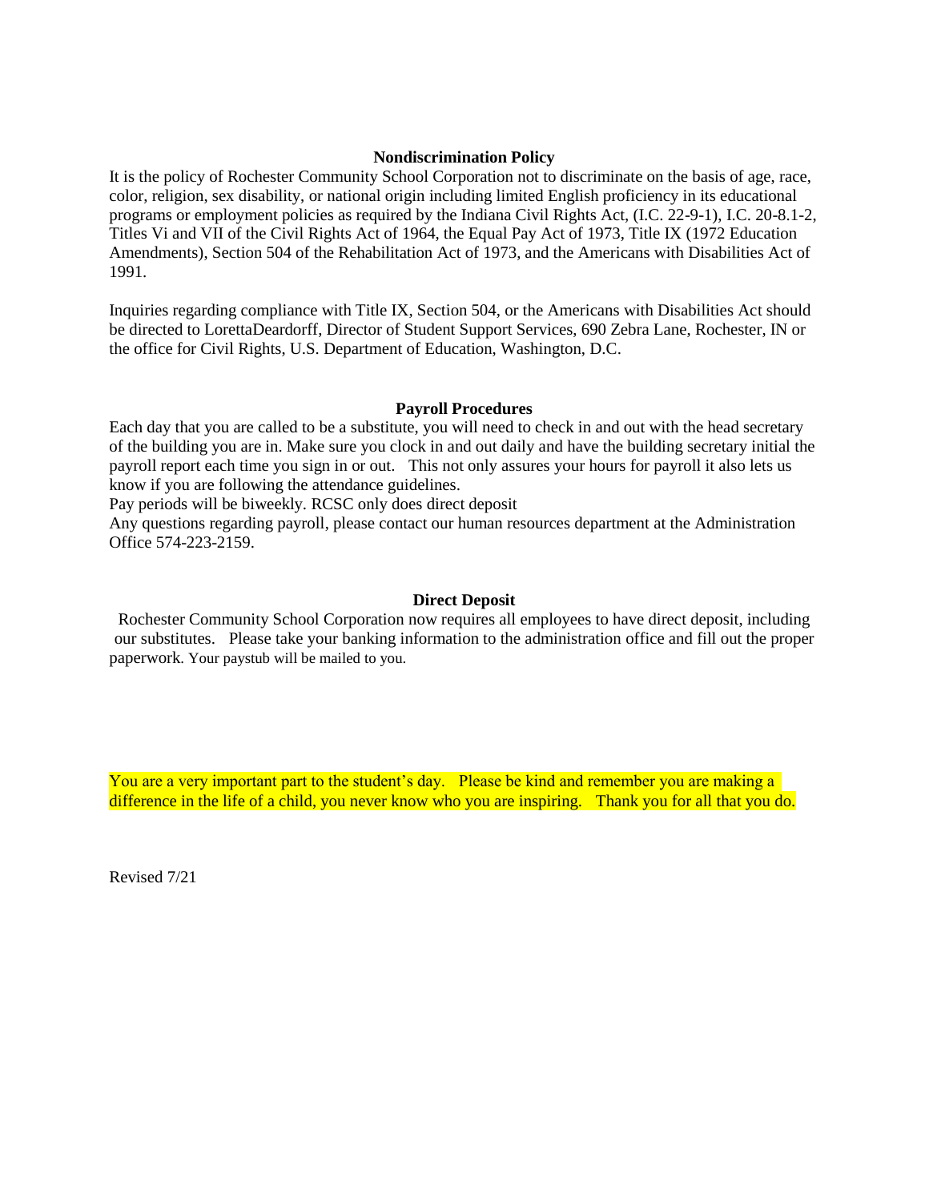## Nondiscrimination Policy

It is the policy of Rochester Community School Corporation not to discriminate on the basis of age, race, color, religion, sex disability, or national origin including limited English proficiency in its educational programs or employment policies as required by the Indiana Civil Rights Act, (I.C. 22-9-1), I.C. 20-8.1-2, Titles Vi and VII of the Civil Rights Act of 1964, the Equal Pay Act of 1973, Title IX (1972 Education Amendments), Section 504 of the Rehabilitation Act of 1973, and the Americans with Disabilities Act of 1991.

Inquiries regarding compliance with Title IX, Section 504, or the Americans with Disabilities Act should be directed to LorettaDeardorff, Director of Student Support Services, 690 Zebra Lane, Rochester, IN or the office for Civil Rights, U.S. Department of Education, Washington, D.C.

## Payroll Procedures

Each day that you are called to be a substitute, you will need to check in and out with the head secretary of the building you are in. Make sure you clock in and out daily and have the building secretary initial the payroll report each time you sign in or out. This not only assures your hours for payroll it also lets us know if you are following the attendance guidelines.

Pay periods will be biweekly. RCSC only does direct deposit

Any questions regarding payroll, please contact our human resources department at the Administration Office 574-223-2159.

## Direct Deposit

Rochester Community School Corporation now requires all employees to have direct deposit, including our substitutes. Please take your banking information to the administration office and fill out the proper paperwork. Your paystub will be mailed to you.

You are a very important part to the student's day. Please be kind and remember you are making a difference in the life of a child, you never know who you are inspiring. Thank you for all that you do.

Revised 7/21